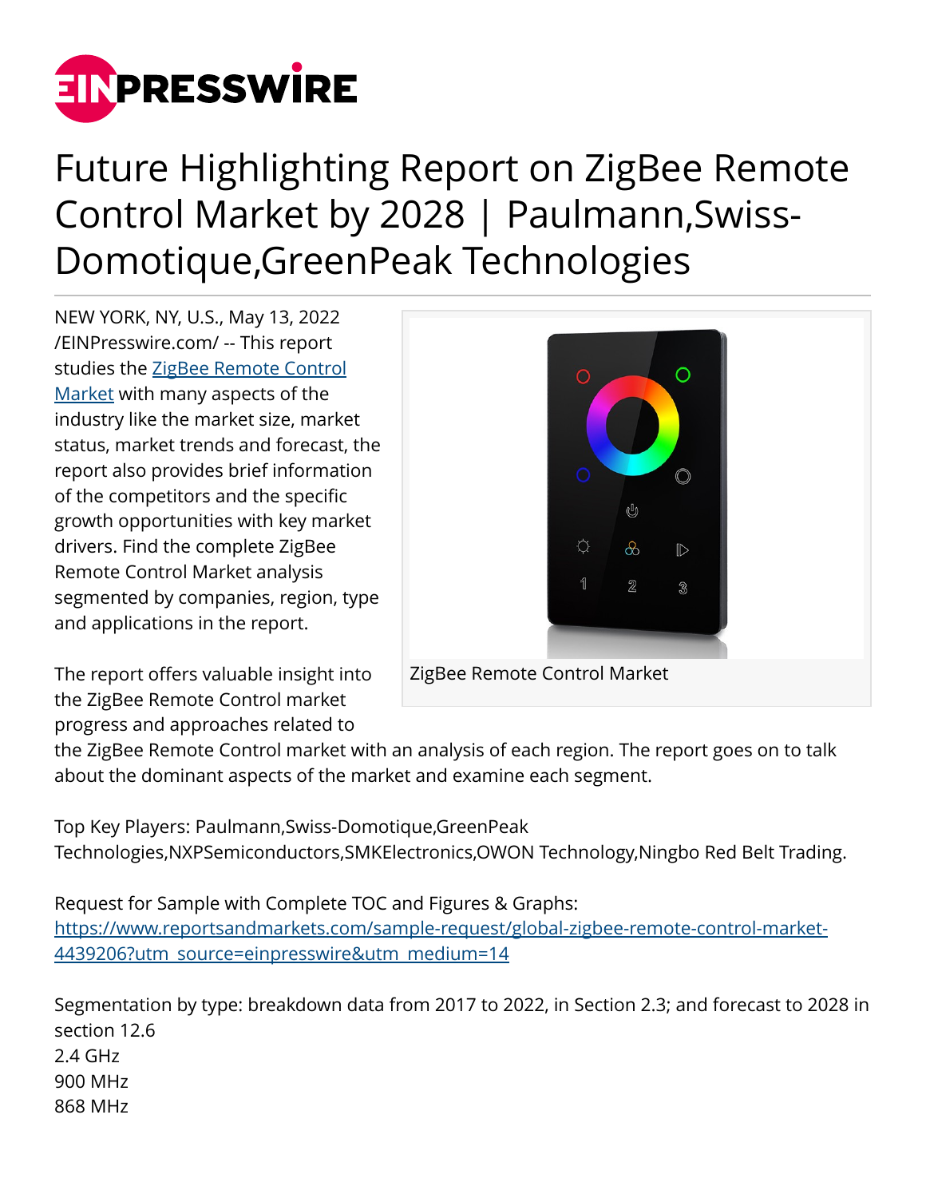# Future Highlighting Report on ZigBee Remote Control Market by 2028 | Paulmann,Swiss-Domotique,GreenPeak Technologies

NEW YORK, NY, U.S., May 13, 2022 /EINPresswire.com/ -- This report studies the [ZigBee Remote Control Market](https://www.reportsandmarkets.com) with many aspects of the industry like the market size, market status, market trends and forecast, the report also provides brief information of the competitors and the specific growth opportunities with key market drivers. Find the complete ZigBee Remote Control Market analysis segmented by companies, region, type and applications in the report.

ZigBee Remote Control Market

The report offers valuable insight into the ZigBee Remote Control market progress and approaches related to the ZigBee Remote Control market with an analysis of each region. The report goes on to talk about the dominant aspects of the market and examine each segment.

Top Key Players: Paulmann,Swiss-Domotique,GreenPeak Technologies,NXPSemiconductors,SMKElectronics,OWON Technology,Ningbo Red Belt Trading.

Request for Sample with Complete TOC and Figures & Graphs:
[https://www.reportsandmarkets.com/sample-request/global-zigbee-remote-control-market-4439206?utm_source=einpresswire&utm_medium=14](https://www.reportsandmarkets.com/sample-request/global-zigbee-remote-control-market-4439206?utm_source=einpresswire&utm_medium=14)

Segmentation by type: breakdown data from 2017 to 2022, in Section 2.3; and forecast to 2028 in section 12.6
2.4 GHz
900 MHz
868 MHz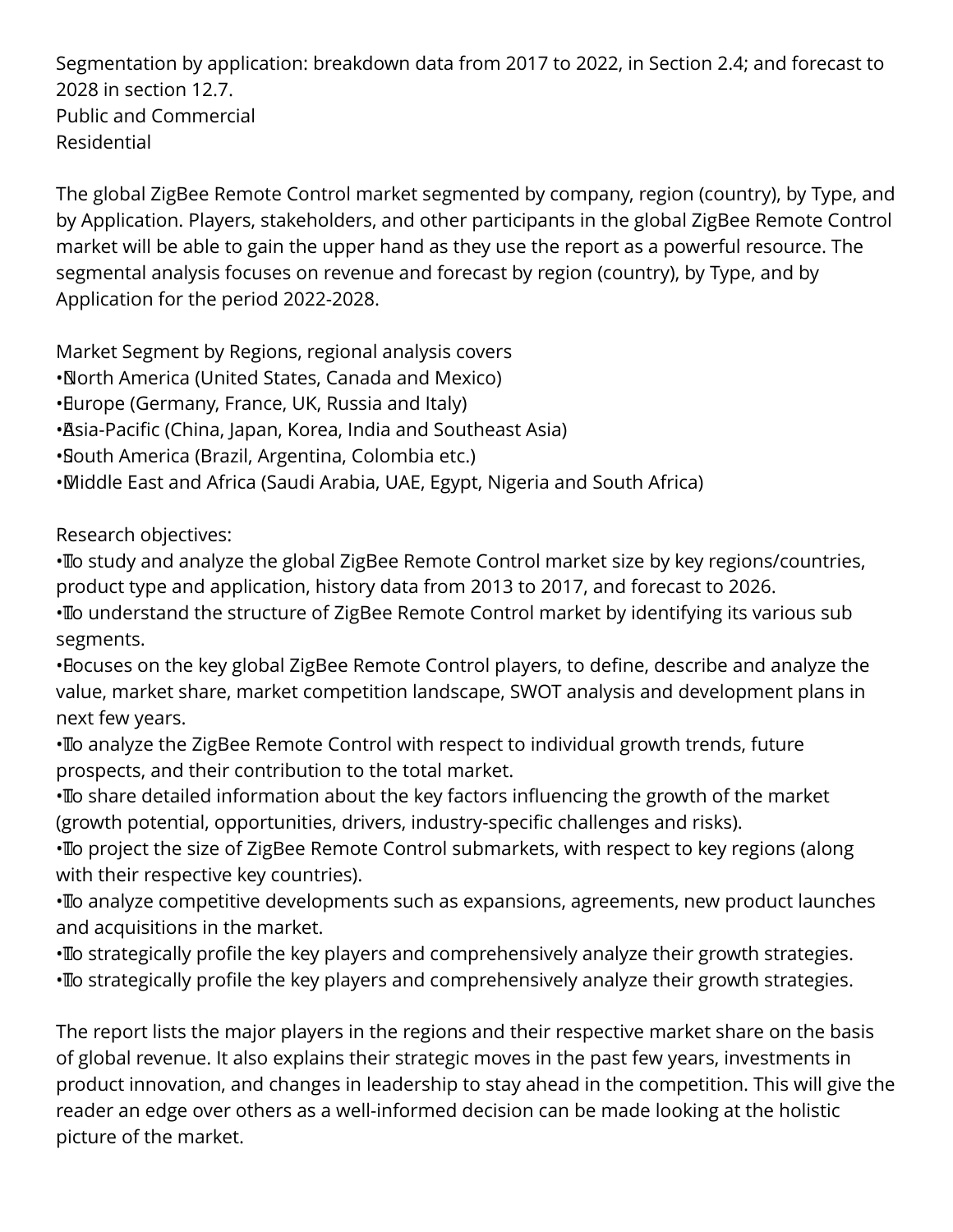Segmentation by application: breakdown data from 2017 to 2022, in Section 2.4; and forecast to 2028 in section 12.7.
Public and Commercial
Residential

The global ZigBee Remote Control market segmented by company, region (country), by Type, and by Application. Players, stakeholders, and other participants in the global ZigBee Remote Control market will be able to gain the upper hand as they use the report as a powerful resource. The segmental analysis focuses on revenue and forecast by region (country), by Type, and by Application for the period 2022-2028.

Market Segment by Regions, regional analysis covers

- North America (United States, Canada and Mexico)
- Europe (Germany, France, UK, Russia and Italy)
- Asia-Pacific (China, Japan, Korea, India and Southeast Asia)
- South America (Brazil, Argentina, Colombia etc.)
- Middle East and Africa (Saudi Arabia, UAE, Egypt, Nigeria and South Africa)

Research objectives:

- To study and analyze the global ZigBee Remote Control market size by key regions/countries, product type and application, history data from 2013 to 2017, and forecast to 2026.
- To understand the structure of ZigBee Remote Control market by identifying its various sub segments.
- Focuses on the key global ZigBee Remote Control players, to define, describe and analyze the value, market share, market competition landscape, SWOT analysis and development plans in next few years.
- To analyze the ZigBee Remote Control with respect to individual growth trends, future prospects, and their contribution to the total market.
- To share detailed information about the key factors influencing the growth of the market (growth potential, opportunities, drivers, industry-specific challenges and risks).
- To project the size of ZigBee Remote Control submarkets, with respect to key regions (along with their respective key countries).
- To analyze competitive developments such as expansions, agreements, new product launches and acquisitions in the market.
- To strategically profile the key players and comprehensively analyze their growth strategies.
- To strategically profile the key players and comprehensively analyze their growth strategies.

The report lists the major players in the regions and their respective market share on the basis of global revenue. It also explains their strategic moves in the past few years, investments in product innovation, and changes in leadership to stay ahead in the competition. This will give the reader an edge over others as a well-informed decision can be made looking at the holistic picture of the market.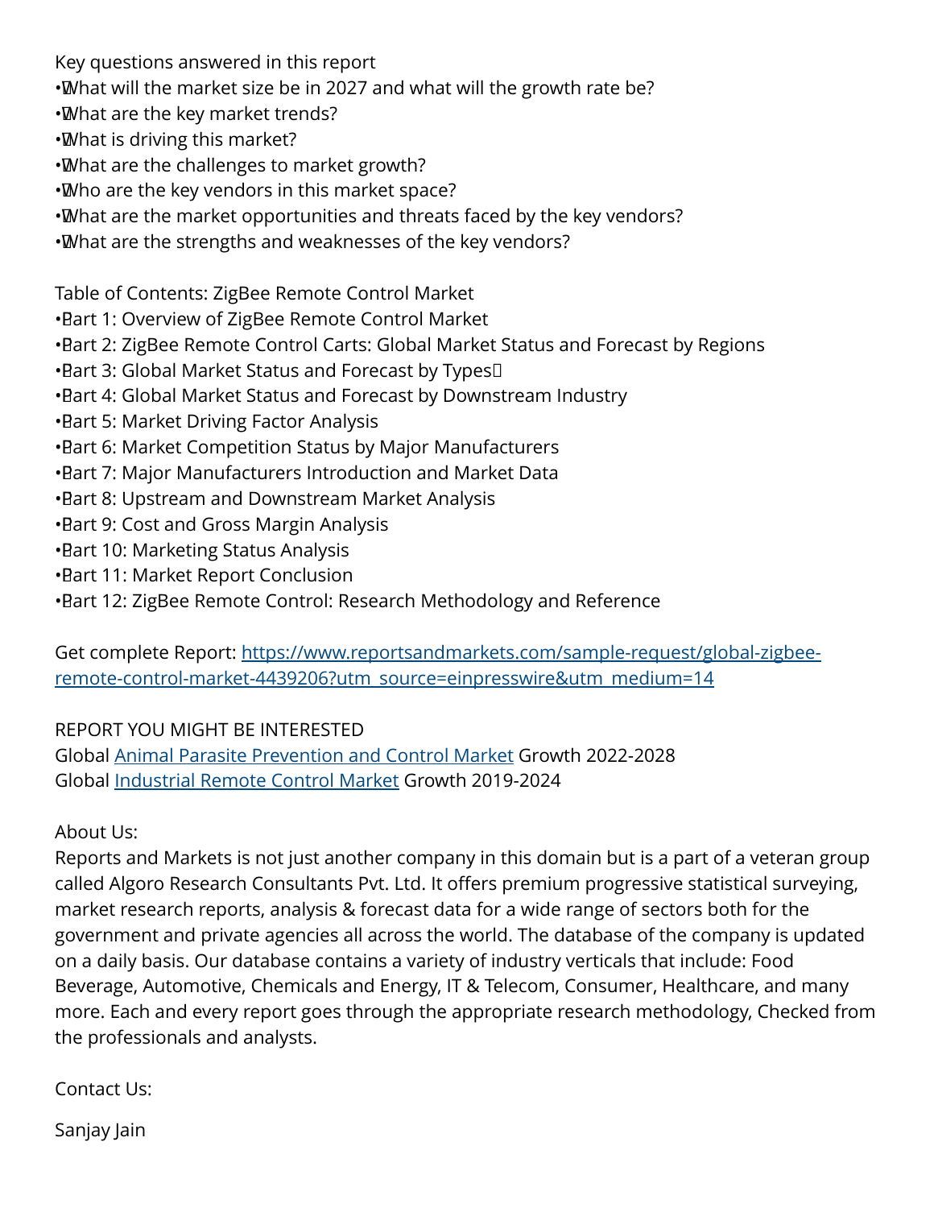Key questions answered in this report

- What will the market size be in 2027 and what will the growth rate be?
- What are the key market trends?
- What is driving this market?
- What are the challenges to market growth?
- Who are the key vendors in this market space?
- What are the market opportunities and threats faced by the key vendors?
- What are the strengths and weaknesses of the key vendors?

Table of Contents: ZigBee Remote Control Market

- Part 1: Overview of ZigBee Remote Control Market
- Part 2: ZigBee Remote Control Carts: Global Market Status and Forecast by Regions
- Part 3: Global Market Status and Forecast by Types
- Part 4: Global Market Status and Forecast by Downstream Industry
- Part 5: Market Driving Factor Analysis
- Part 6: Market Competition Status by Major Manufacturers
- Part 7: Major Manufacturers Introduction and Market Data
- Part 8: Upstream and Downstream Market Analysis
- Part 9: Cost and Gross Margin Analysis
- Part 10: Marketing Status Analysis
- Part 11: Market Report Conclusion
- Part 12: ZigBee Remote Control: Research Methodology and Reference

Get complete Report: [https://www.reportsandmarkets.com/sample-request/global-zigbee-remote-control-market-4439206?utm_source=einpresswire&utm_medium=14](https://www.reportsandmarkets.com/sample-request/global-zigbee-remote-control-market-4439206?utm_source=einpresswire&utm_medium=14)

REPORT YOU MIGHT BE INTERESTED

Global Animal Parasite Prevention and Control Market Growth 2022-2028

Global Industrial Remote Control Market Growth 2019-2024

About Us:

Reports and Markets is not just another company in this domain but is a part of a veteran group called Algoro Research Consultants Pvt. Ltd. It offers premium progressive statistical surveying, market research reports, analysis & forecast data for a wide range of sectors both for the government and private agencies all across the world. The database of the company is updated on a daily basis. Our database contains a variety of industry verticals that include: Food Beverage, Automotive, Chemicals and Energy, IT & Telecom, Consumer, Healthcare, and many more. Each and every report goes through the appropriate research methodology, Checked from the professionals and analysts.

Contact Us:

Sanjay Jain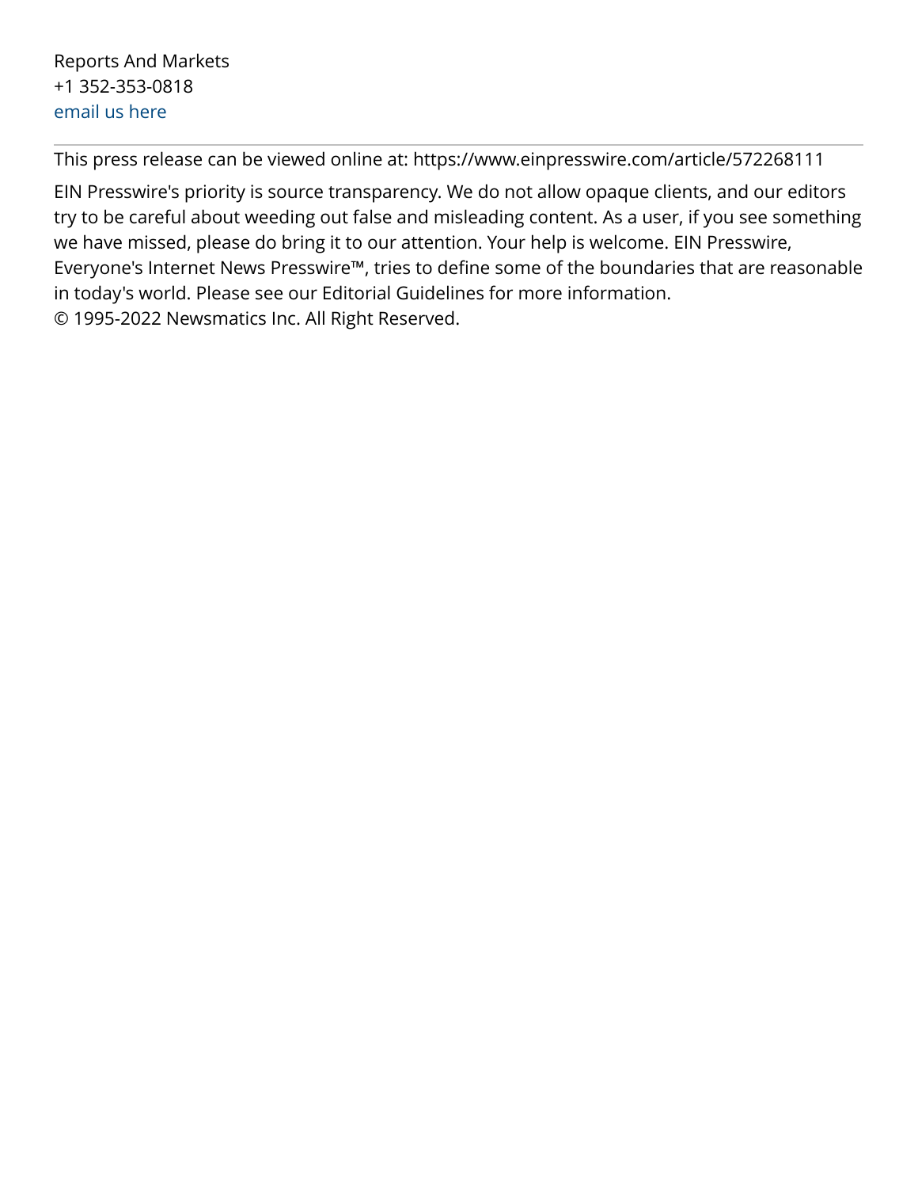Reports And Markets
+1 352-353-0818
email us here

---

This press release can be viewed online at: https://www.einpresswire.com/article/572268111

EIN Presswire's priority is source transparency. We do not allow opaque clients, and our editors try to be careful about weeding out false and misleading content. As a user, if you see something we have missed, please do bring it to our attention. Your help is welcome. EIN Presswire, Everyone's Internet News Presswire™, tries to define some of the boundaries that are reasonable in today's world. Please see our Editorial Guidelines for more information.
© 1995-2022 Newsmatics Inc. All Right Reserved.